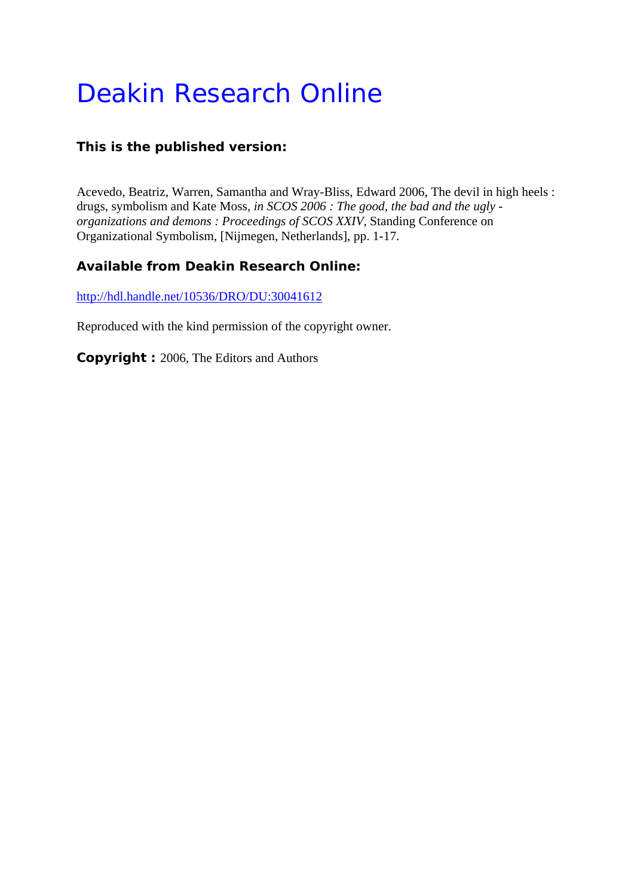# Deakin Research Online

**This is the published version:**

Acevedo, Beatriz, Warren, Samantha and Wray-Bliss, Edward 2006, The devil in high heels : drugs, symbolism and Kate Moss, *in SCOS 2006 : The good, the bad and the ugly - organizations and demons : Proceedings of SCOS XXIV*, Standing Conference on Organizational Symbolism, [Nijmegen, Netherlands], pp. 1-17.

**Available from Deakin Research Online:**

http://hdl.handle.net/10536/DRO/DU:30041612

Reproduced with the kind permission of the copyright owner.

**Copyright :** 2006, The Editors and Authors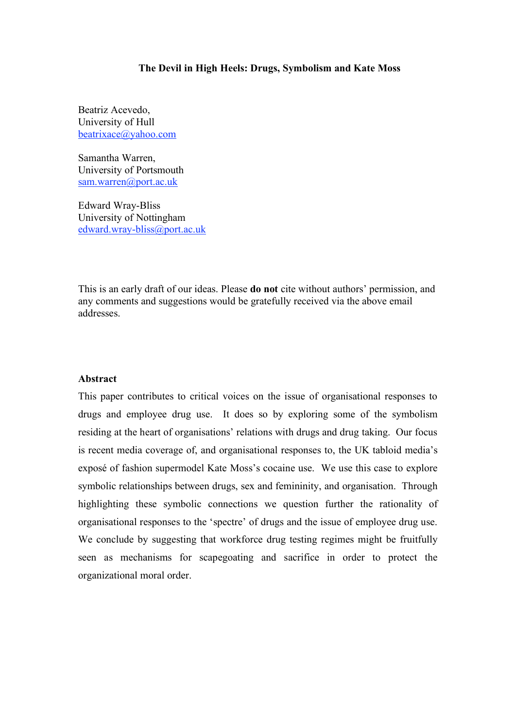**The Devil in High Heels: Drugs, Symbolism and Kate Moss**

Beatriz Acevedo,
University of Hull
beatrixace@yahoo.com

Samantha Warren,
University of Portsmouth
sam.warren@port.ac.uk

Edward Wray-Bliss
University of Nottingham
edward.wray-bliss@port.ac.uk

This is an early draft of our ideas. Please **do not** cite without authors' permission, and any comments and suggestions would be gratefully received via the above email addresses.

**Abstract**

This paper contributes to critical voices on the issue of organisational responses to drugs and employee drug use. It does so by exploring some of the symbolism residing at the heart of organisations' relations with drugs and drug taking. Our focus is recent media coverage of, and organisational responses to, the UK tabloid media's exposé of fashion supermodel Kate Moss's cocaine use. We use this case to explore symbolic relationships between drugs, sex and femininity, and organisation. Through highlighting these symbolic connections we question further the rationality of organisational responses to the 'spectre' of drugs and the issue of employee drug use. We conclude by suggesting that workforce drug testing regimes might be fruitfully seen as mechanisms for scapegoating and sacrifice in order to protect the organizational moral order.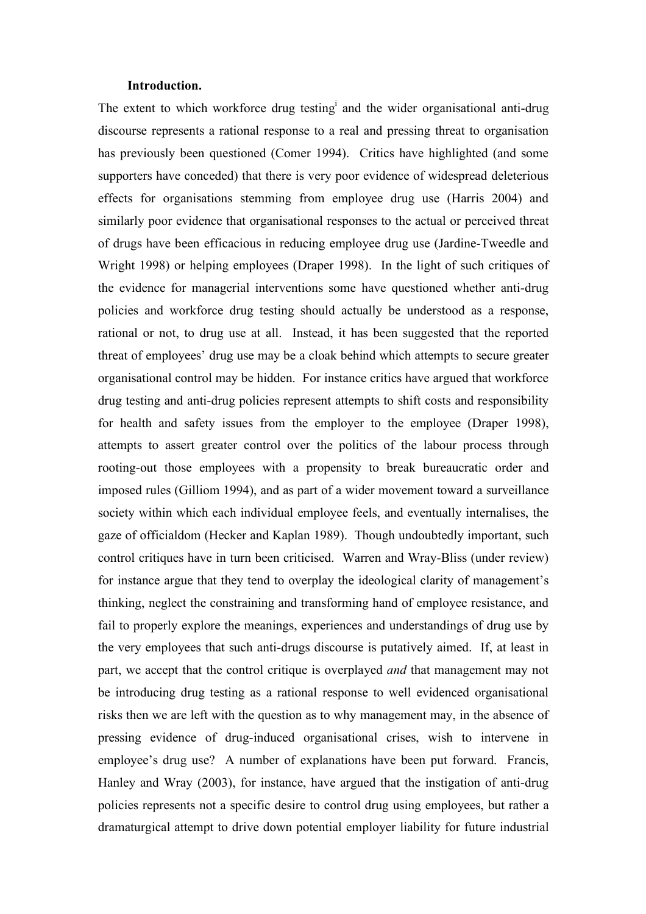### Introduction.

The extent to which workforce drug testing[i] and the wider organisational anti-drug discourse represents a rational response to a real and pressing threat to organisation has previously been questioned (Comer 1994). Critics have highlighted (and some supporters have conceded) that there is very poor evidence of widespread deleterious effects for organisations stemming from employee drug use (Harris 2004) and similarly poor evidence that organisational responses to the actual or perceived threat of drugs have been efficacious in reducing employee drug use (Jardine-Tweedle and Wright 1998) or helping employees (Draper 1998). In the light of such critiques of the evidence for managerial interventions some have questioned whether anti-drug policies and workforce drug testing should actually be understood as a response, rational or not, to drug use at all. Instead, it has been suggested that the reported threat of employees' drug use may be a cloak behind which attempts to secure greater organisational control may be hidden. For instance critics have argued that workforce drug testing and anti-drug policies represent attempts to shift costs and responsibility for health and safety issues from the employer to the employee (Draper 1998), attempts to assert greater control over the politics of the labour process through rooting-out those employees with a propensity to break bureaucratic order and imposed rules (Gilliom 1994), and as part of a wider movement toward a surveillance society within which each individual employee feels, and eventually internalises, the gaze of officialdom (Hecker and Kaplan 1989). Though undoubtedly important, such control critiques have in turn been criticised. Warren and Wray-Bliss (under review) for instance argue that they tend to overplay the ideological clarity of management's thinking, neglect the constraining and transforming hand of employee resistance, and fail to properly explore the meanings, experiences and understandings of drug use by the very employees that such anti-drugs discourse is putatively aimed. If, at least in part, we accept that the control critique is overplayed *and* that management may not be introducing drug testing as a rational response to well evidenced organisational risks then we are left with the question as to why management may, in the absence of pressing evidence of drug-induced organisational crises, wish to intervene in employee's drug use? A number of explanations have been put forward. Francis, Hanley and Wray (2003), for instance, have argued that the instigation of anti-drug policies represents not a specific desire to control drug using employees, but rather a dramaturgical attempt to drive down potential employer liability for future industrial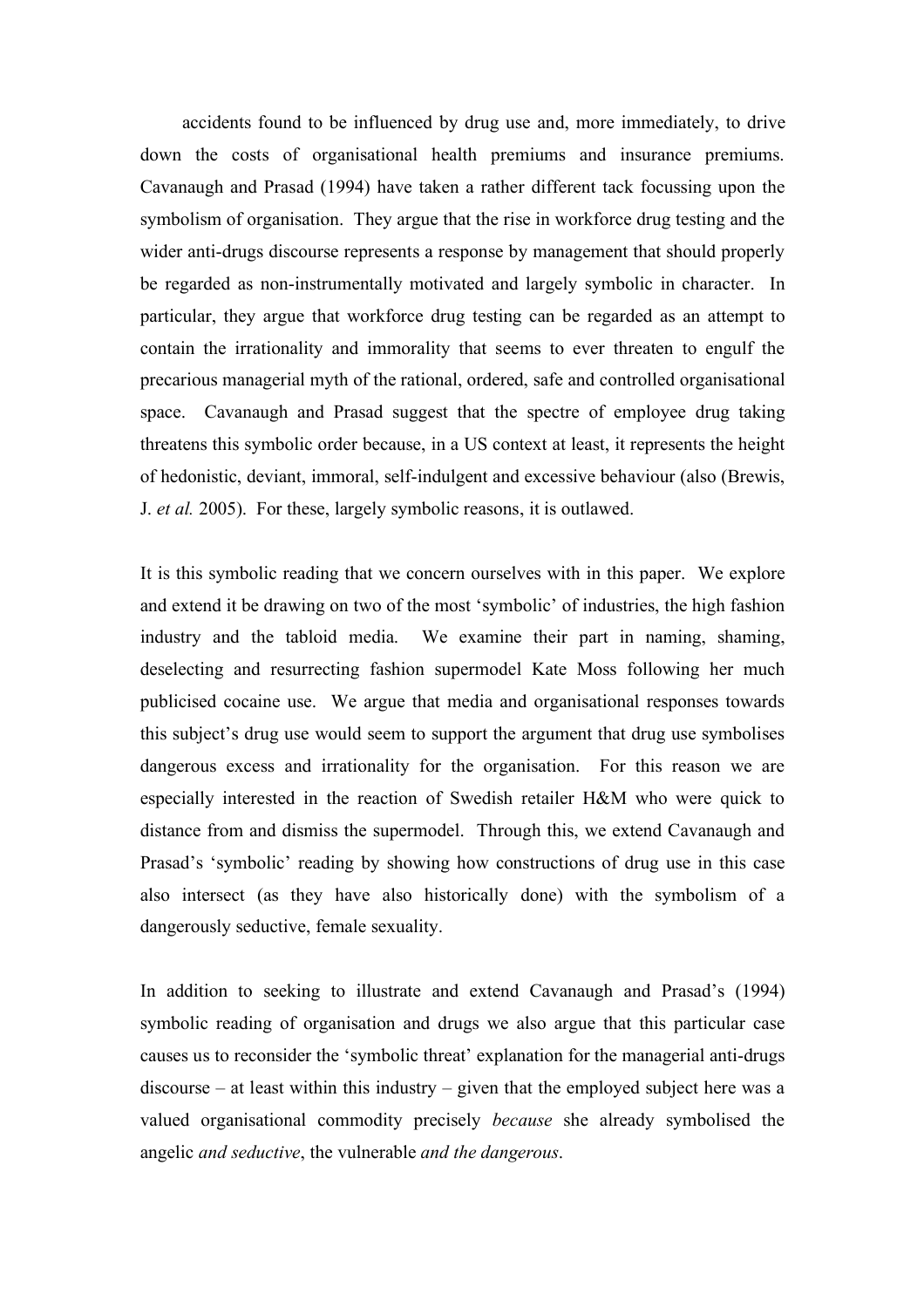accidents found to be influenced by drug use and, more immediately, to drive down the costs of organisational health premiums and insurance premiums. Cavanaugh and Prasad (1994) have taken a rather different tack focussing upon the symbolism of organisation. They argue that the rise in workforce drug testing and the wider anti-drugs discourse represents a response by management that should properly be regarded as non-instrumentally motivated and largely symbolic in character. In particular, they argue that workforce drug testing can be regarded as an attempt to contain the irrationality and immorality that seems to ever threaten to engulf the precarious managerial myth of the rational, ordered, safe and controlled organisational space. Cavanaugh and Prasad suggest that the spectre of employee drug taking threatens this symbolic order because, in a US context at least, it represents the height of hedonistic, deviant, immoral, self-indulgent and excessive behaviour (also (Brewis, J. *et al.* 2005). For these, largely symbolic reasons, it is outlawed.

It is this symbolic reading that we concern ourselves with in this paper. We explore and extend it be drawing on two of the most 'symbolic' of industries, the high fashion industry and the tabloid media. We examine their part in naming, shaming, deselecting and resurrecting fashion supermodel Kate Moss following her much publicised cocaine use. We argue that media and organisational responses towards this subject's drug use would seem to support the argument that drug use symbolises dangerous excess and irrationality for the organisation. For this reason we are especially interested in the reaction of Swedish retailer H&M who were quick to distance from and dismiss the supermodel. Through this, we extend Cavanaugh and Prasad's 'symbolic' reading by showing how constructions of drug use in this case also intersect (as they have also historically done) with the symbolism of a dangerously seductive, female sexuality.

In addition to seeking to illustrate and extend Cavanaugh and Prasad's (1994) symbolic reading of organisation and drugs we also argue that this particular case causes us to reconsider the 'symbolic threat' explanation for the managerial anti-drugs discourse – at least within this industry – given that the employed subject here was a valued organisational commodity precisely *because* she already symbolised the angelic *and seductive*, the vulnerable *and the dangerous*.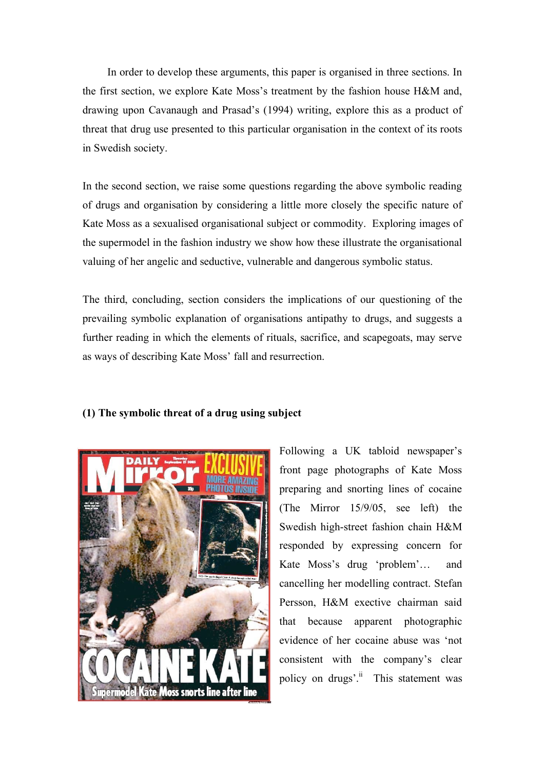In order to develop these arguments, this paper is organised in three sections. In the first section, we explore Kate Moss's treatment by the fashion house H&M and, drawing upon Cavanaugh and Prasad's (1994) writing, explore this as a product of threat that drug use presented to this particular organisation in the context of its roots in Swedish society.

In the second section, we raise some questions regarding the above symbolic reading of drugs and organisation by considering a little more closely the specific nature of Kate Moss as a sexualised organisational subject or commodity. Exploring images of the supermodel in the fashion industry we show how these illustrate the organisational valuing of her angelic and seductive, vulnerable and dangerous symbolic status.

The third, concluding, section considers the implications of our questioning of the prevailing symbolic explanation of organisations antipathy to drugs, and suggests a further reading in which the elements of rituals, sacrifice, and scapegoats, may serve as ways of describing Kate Moss' fall and resurrection.

**(1) The symbolic threat of a drug using subject**

Following a UK tabloid newspaper's front page photographs of Kate Moss preparing and snorting lines of cocaine (The Mirror 15/9/05, see left) the Swedish high-street fashion chain H&M responded by expressing concern for Kate Moss's drug 'problem'… and cancelling her modelling contract. Stefan Persson, H&M exective chairman said that because apparent photographic evidence of her cocaine abuse was 'not consistent with the company's clear policy on drugs'.[ii] This statement was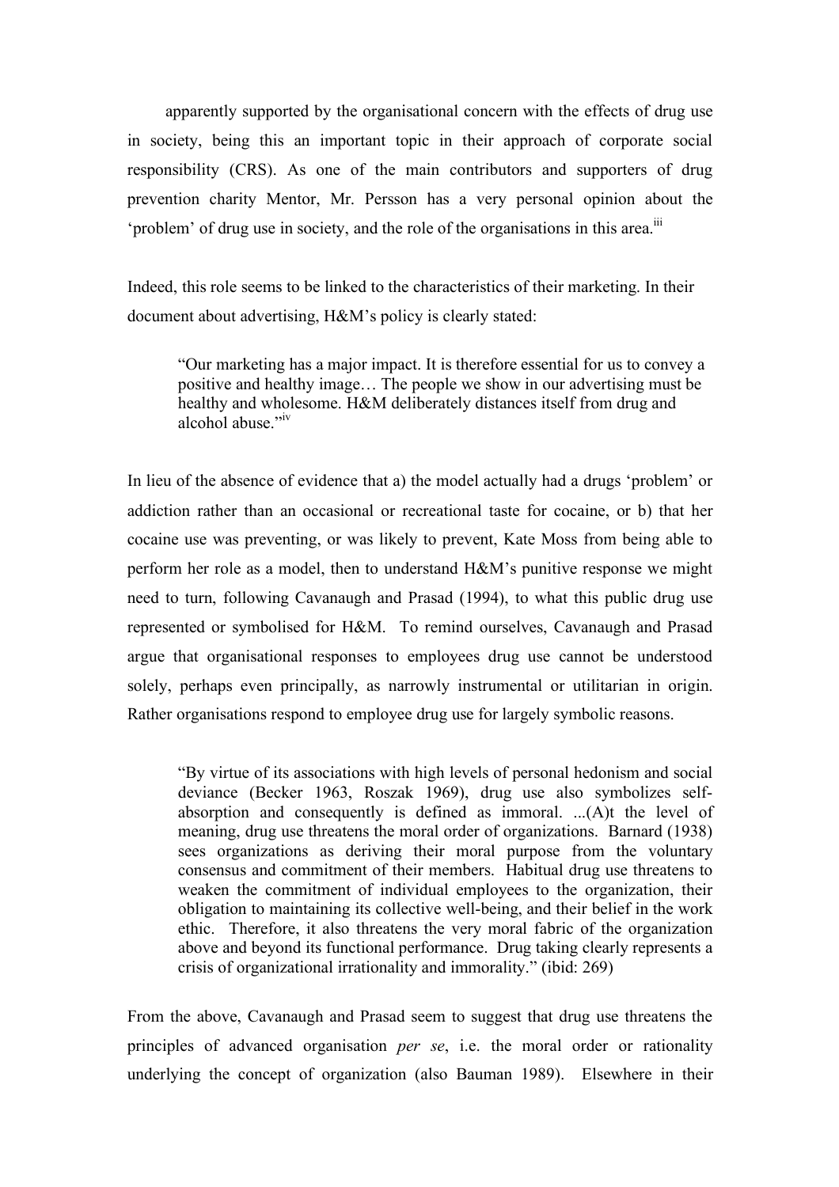apparently supported by the organisational concern with the effects of drug use in society, being this an important topic in their approach of corporate social responsibility (CRS). As one of the main contributors and supporters of drug prevention charity Mentor, Mr. Persson has a very personal opinion about the 'problem' of drug use in society, and the role of the organisations in this area.[iii]

Indeed, this role seems to be linked to the characteristics of their marketing. In their document about advertising, H&M's policy is clearly stated:

> "Our marketing has a major impact. It is therefore essential for us to convey a positive and healthy image… The people we show in our advertising must be healthy and wholesome. H&M deliberately distances itself from drug and alcohol abuse."[iv]

In lieu of the absence of evidence that a) the model actually had a drugs 'problem' or addiction rather than an occasional or recreational taste for cocaine, or b) that her cocaine use was preventing, or was likely to prevent, Kate Moss from being able to perform her role as a model, then to understand H&M's punitive response we might need to turn, following Cavanaugh and Prasad (1994), to what this public drug use represented or symbolised for H&M. To remind ourselves, Cavanaugh and Prasad argue that organisational responses to employees drug use cannot be understood solely, perhaps even principally, as narrowly instrumental or utilitarian in origin. Rather organisations respond to employee drug use for largely symbolic reasons.

> "By virtue of its associations with high levels of personal hedonism and social deviance (Becker 1963, Roszak 1969), drug use also symbolizes self-absorption and consequently is defined as immoral. ...(A)t the level of meaning, drug use threatens the moral order of organizations. Barnard (1938) sees organizations as deriving their moral purpose from the voluntary consensus and commitment of their members. Habitual drug use threatens to weaken the commitment of individual employees to the organization, their obligation to maintaining its collective well-being, and their belief in the work ethic. Therefore, it also threatens the very moral fabric of the organization above and beyond its functional performance. Drug taking clearly represents a crisis of organizational irrationality and immorality." (ibid: 269)

From the above, Cavanaugh and Prasad seem to suggest that drug use threatens the principles of advanced organisation *per se*, i.e. the moral order or rationality underlying the concept of organization (also Bauman 1989). Elsewhere in their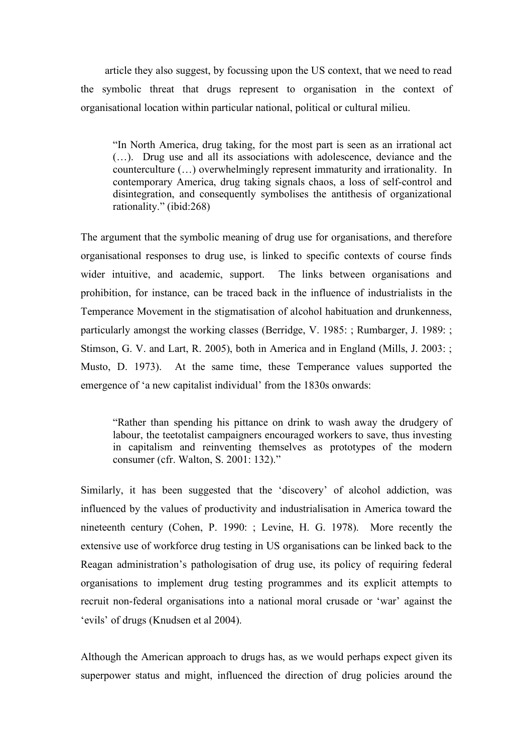article they also suggest, by focussing upon the US context, that we need to read the symbolic threat that drugs represent to organisation in the context of organisational location within particular national, political or cultural milieu.

> "In North America, drug taking, for the most part is seen as an irrational act (…). Drug use and all its associations with adolescence, deviance and the counterculture (…) overwhelmingly represent immaturity and irrationality. In contemporary America, drug taking signals chaos, a loss of self-control and disintegration, and consequently symbolises the antithesis of organizational rationality." (ibid:268)

The argument that the symbolic meaning of drug use for organisations, and therefore organisational responses to drug use, is linked to specific contexts of course finds wider intuitive, and academic, support. The links between organisations and prohibition, for instance, can be traced back in the influence of industrialists in the Temperance Movement in the stigmatisation of alcohol habituation and drunkenness, particularly amongst the working classes (Berridge, V. 1985: ; Rumbarger, J. 1989: ; Stimson, G. V. and Lart, R. 2005), both in America and in England (Mills, J. 2003: ; Musto, D. 1973). At the same time, these Temperance values supported the emergence of 'a new capitalist individual' from the 1830s onwards:

> "Rather than spending his pittance on drink to wash away the drudgery of labour, the teetotalist campaigners encouraged workers to save, thus investing in capitalism and reinventing themselves as prototypes of the modern consumer (cfr. Walton, S. 2001: 132)."

Similarly, it has been suggested that the 'discovery' of alcohol addiction, was influenced by the values of productivity and industrialisation in America toward the nineteenth century (Cohen, P. 1990: ; Levine, H. G. 1978). More recently the extensive use of workforce drug testing in US organisations can be linked back to the Reagan administration's pathologisation of drug use, its policy of requiring federal organisations to implement drug testing programmes and its explicit attempts to recruit non-federal organisations into a national moral crusade or 'war' against the 'evils' of drugs (Knudsen et al 2004).

Although the American approach to drugs has, as we would perhaps expect given its superpower status and might, influenced the direction of drug policies around the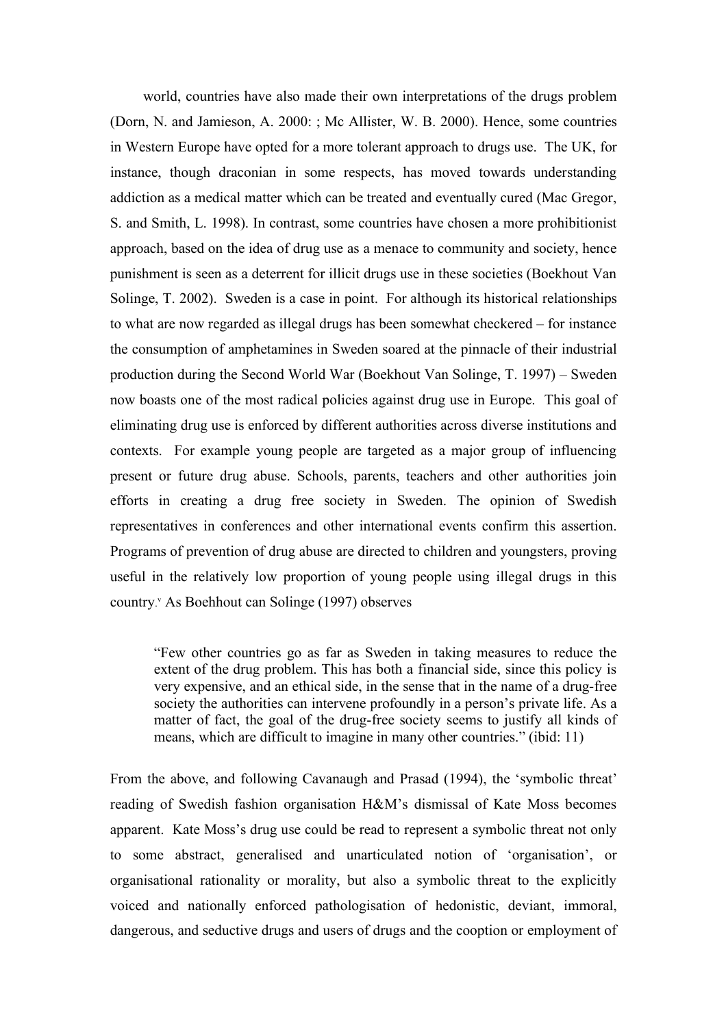world, countries have also made their own interpretations of the drugs problem (Dorn, N. and Jamieson, A. 2000: ; Mc Allister, W. B. 2000). Hence, some countries in Western Europe have opted for a more tolerant approach to drugs use. The UK, for instance, though draconian in some respects, has moved towards understanding addiction as a medical matter which can be treated and eventually cured (Mac Gregor, S. and Smith, L. 1998). In contrast, some countries have chosen a more prohibitionist approach, based on the idea of drug use as a menace to community and society, hence punishment is seen as a deterrent for illicit drugs use in these societies (Boekhout Van Solinge, T. 2002). Sweden is a case in point. For although its historical relationships to what are now regarded as illegal drugs has been somewhat checkered – for instance the consumption of amphetamines in Sweden soared at the pinnacle of their industrial production during the Second World War (Boekhout Van Solinge, T. 1997) – Sweden now boasts one of the most radical policies against drug use in Europe. This goal of eliminating drug use is enforced by different authorities across diverse institutions and contexts. For example young people are targeted as a major group of influencing present or future drug abuse. Schools, parents, teachers and other authorities join efforts in creating a drug free society in Sweden. The opinion of Swedish representatives in conferences and other international events confirm this assertion. Programs of prevention of drug abuse are directed to children and youngsters, proving useful in the relatively low proportion of young people using illegal drugs in this country.[v] As Boehhout can Solinge (1997) observes

> "Few other countries go as far as Sweden in taking measures to reduce the extent of the drug problem. This has both a financial side, since this policy is very expensive, and an ethical side, in the sense that in the name of a drug-free society the authorities can intervene profoundly in a person's private life. As a matter of fact, the goal of the drug-free society seems to justify all kinds of means, which are difficult to imagine in many other countries." (ibid: 11)

From the above, and following Cavanaugh and Prasad (1994), the 'symbolic threat' reading of Swedish fashion organisation H&M's dismissal of Kate Moss becomes apparent. Kate Moss's drug use could be read to represent a symbolic threat not only to some abstract, generalised and unarticulated notion of 'organisation', or organisational rationality or morality, but also a symbolic threat to the explicitly voiced and nationally enforced pathologisation of hedonistic, deviant, immoral, dangerous, and seductive drugs and users of drugs and the cooption or employment of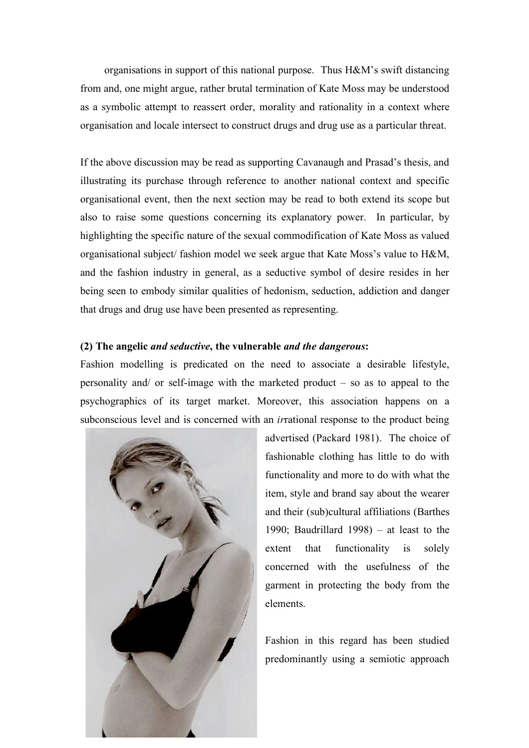organisations in support of this national purpose. Thus H&M's swift distancing from and, one might argue, rather brutal termination of Kate Moss may be understood as a symbolic attempt to reassert order, morality and rationality in a context where organisation and locale intersect to construct drugs and drug use as a particular threat.

If the above discussion may be read as supporting Cavanaugh and Prasad's thesis, and illustrating its purchase through reference to another national context and specific organisational event, then the next section may be read to both extend its scope but also to raise some questions concerning its explanatory power. In particular, by highlighting the specific nature of the sexual commodification of Kate Moss as valued organisational subject/ fashion model we seek argue that Kate Moss's value to H&M, and the fashion industry in general, as a seductive symbol of desire resides in her being seen to embody similar qualities of hedonism, seduction, addiction and danger that drugs and drug use have been presented as representing.

**(2) The angelic *and seductive*, the vulnerable *and the dangerous*:**

Fashion modelling is predicated on the need to associate a desirable lifestyle, personality and/ or self-image with the marketed product – so as to appeal to the psychographics of its target market. Moreover, this association happens on a subconscious level and is concerned with an *ir*rational response to the product being advertised (Packard 1981). The choice of fashionable clothing has little to do with functionality and more to do with what the item, style and brand say about the wearer and their (sub)cultural affiliations (Barthes 1990; Baudrillard 1998) – at least to the extent that functionality is solely concerned with the usefulness of the garment in protecting the body from the elements.

Fashion in this regard has been studied predominantly using a semiotic approach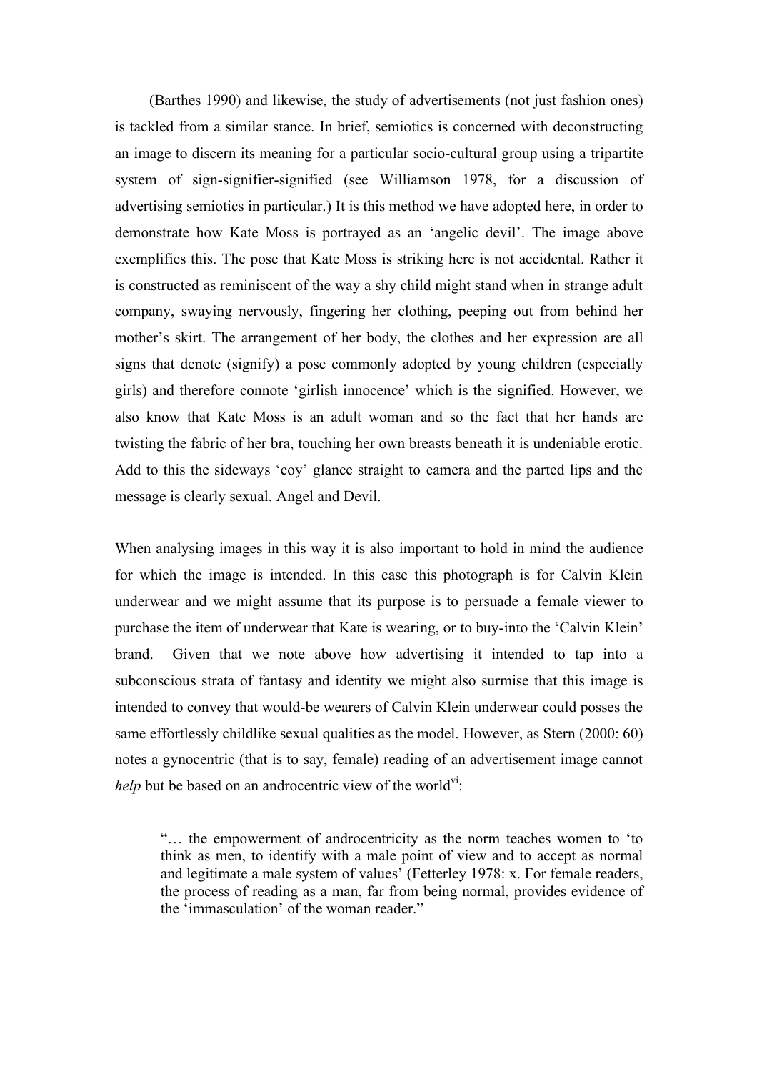(Barthes 1990) and likewise, the study of advertisements (not just fashion ones) is tackled from a similar stance. In brief, semiotics is concerned with deconstructing an image to discern its meaning for a particular socio-cultural group using a tripartite system of sign-signifier-signified (see Williamson 1978, for a discussion of advertising semiotics in particular.) It is this method we have adopted here, in order to demonstrate how Kate Moss is portrayed as an 'angelic devil'. The image above exemplifies this. The pose that Kate Moss is striking here is not accidental. Rather it is constructed as reminiscent of the way a shy child might stand when in strange adult company, swaying nervously, fingering her clothing, peeping out from behind her mother's skirt. The arrangement of her body, the clothes and her expression are all signs that denote (signify) a pose commonly adopted by young children (especially girls) and therefore connote 'girlish innocence' which is the signified. However, we also know that Kate Moss is an adult woman and so the fact that her hands are twisting the fabric of her bra, touching her own breasts beneath it is undeniable erotic. Add to this the sideways 'coy' glance straight to camera and the parted lips and the message is clearly sexual. Angel and Devil.

When analysing images in this way it is also important to hold in mind the audience for which the image is intended. In this case this photograph is for Calvin Klein underwear and we might assume that its purpose is to persuade a female viewer to purchase the item of underwear that Kate is wearing, or to buy-into the 'Calvin Klein' brand. Given that we note above how advertising it intended to tap into a subconscious strata of fantasy and identity we might also surmise that this image is intended to convey that would-be wearers of Calvin Klein underwear could posses the same effortlessly childlike sexual qualities as the model. However, as Stern (2000: 60) notes a gynocentric (that is to say, female) reading of an advertisement image cannot *help* but be based on an androcentric view of the world[vi]:

> "… the empowerment of androcentricity as the norm teaches women to 'to think as men, to identify with a male point of view and to accept as normal and legitimate a male system of values' (Fetterley 1978: x. For female readers, the process of reading as a man, far from being normal, provides evidence of the 'immasculation' of the woman reader."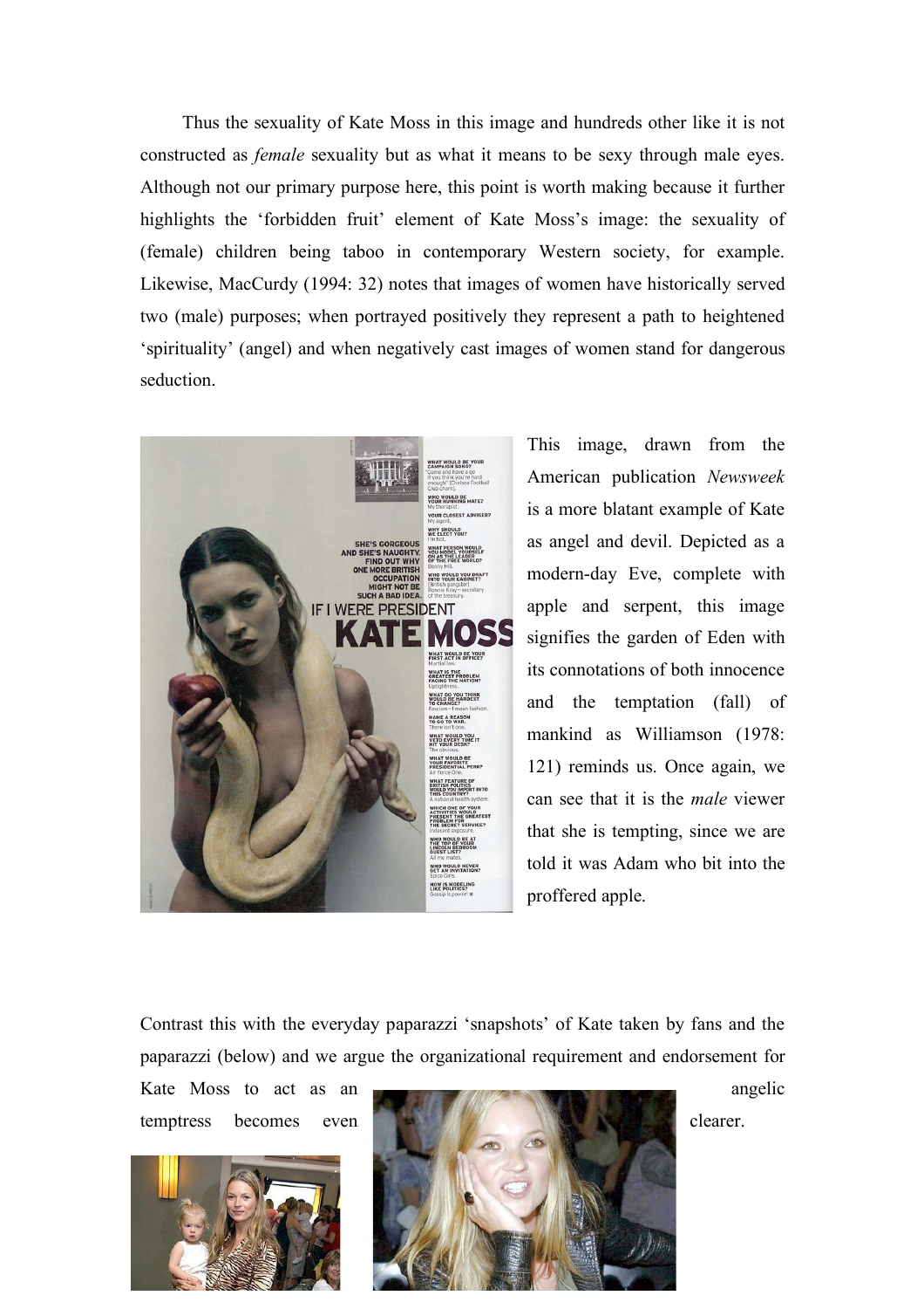Thus the sexuality of Kate Moss in this image and hundreds other like it is not constructed as *female* sexuality but as what it means to be sexy through male eyes. Although not our primary purpose here, this point is worth making because it further highlights the 'forbidden fruit' element of Kate Moss's image: the sexuality of (female) children being taboo in contemporary Western society, for example. Likewise, MacCurdy (1994: 32) notes that images of women have historically served two (male) purposes; when portrayed positively they represent a path to heightened 'spirituality' (angel) and when negatively cast images of women stand for dangerous seduction.

This image, drawn from the American publication *Newsweek* is a more blatant example of Kate as angel and devil. Depicted as a modern-day Eve, complete with apple and serpent, this image signifies the garden of Eden with its connotations of both innocence and the temptation (fall) of mankind as Williamson (1978: 121) reminds us. Once again, we can see that it is the *male* viewer that she is tempting, since we are told it was Adam who bit into the proffered apple.

Contrast this with the everyday paparazzi 'snapshots' of Kate taken by fans and the paparazzi (below) and we argue the organizational requirement and endorsement for Kate Moss to act as an angelic temptress becomes even clearer.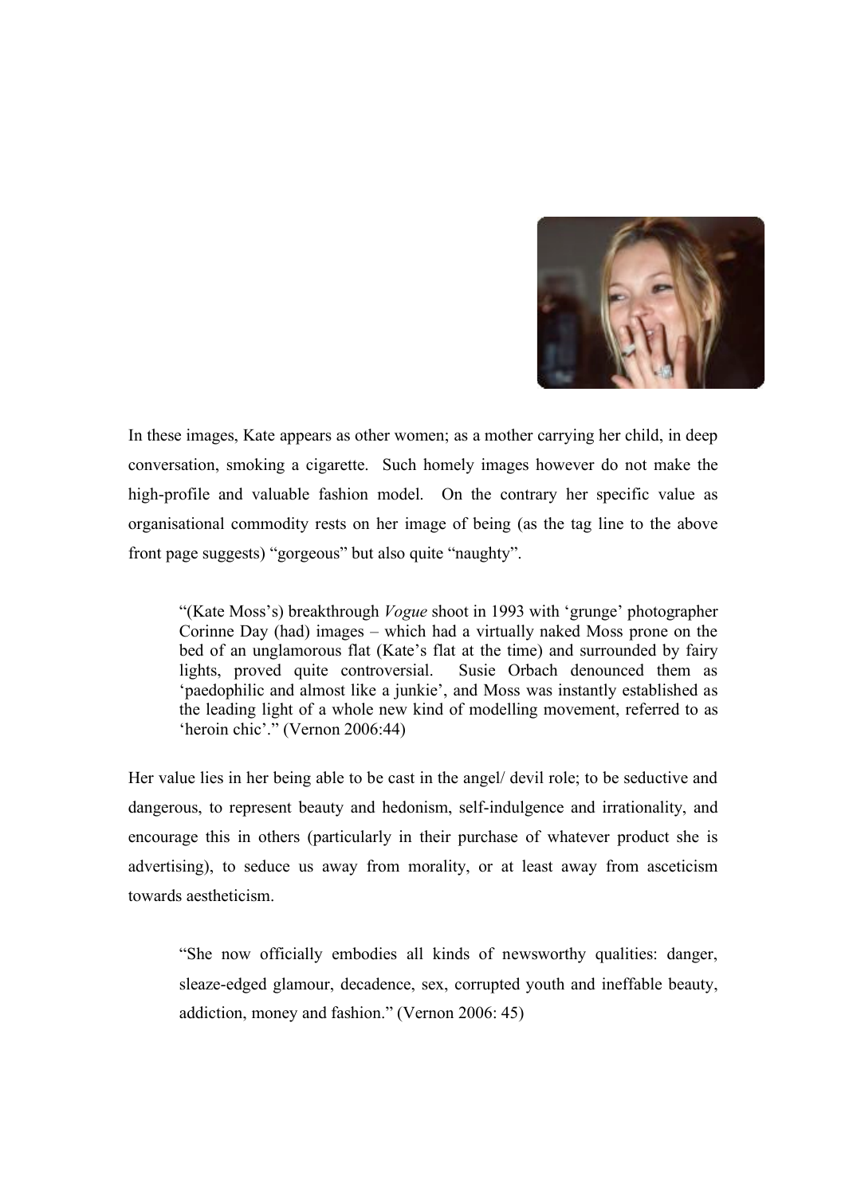In these images, Kate appears as other women; as a mother carrying her child, in deep conversation, smoking a cigarette. Such homely images however do not make the high-profile and valuable fashion model. On the contrary her specific value as organisational commodity rests on her image of being (as the tag line to the above front page suggests) "gorgeous" but also quite "naughty".

> "(Kate Moss's) breakthrough *Vogue* shoot in 1993 with 'grunge' photographer Corinne Day (had) images – which had a virtually naked Moss prone on the bed of an unglamorous flat (Kate's flat at the time) and surrounded by fairy lights, proved quite controversial. Susie Orbach denounced them as 'paedophilic and almost like a junkie', and Moss was instantly established as the leading light of a whole new kind of modelling movement, referred to as 'heroin chic'." (Vernon 2006:44)

Her value lies in her being able to be cast in the angel/ devil role; to be seductive and dangerous, to represent beauty and hedonism, self-indulgence and irrationality, and encourage this in others (particularly in their purchase of whatever product she is advertising), to seduce us away from morality, or at least away from asceticism towards aestheticism.

> "She now officially embodies all kinds of newsworthy qualities: danger, sleaze-edged glamour, decadence, sex, corrupted youth and ineffable beauty, addiction, money and fashion." (Vernon 2006: 45)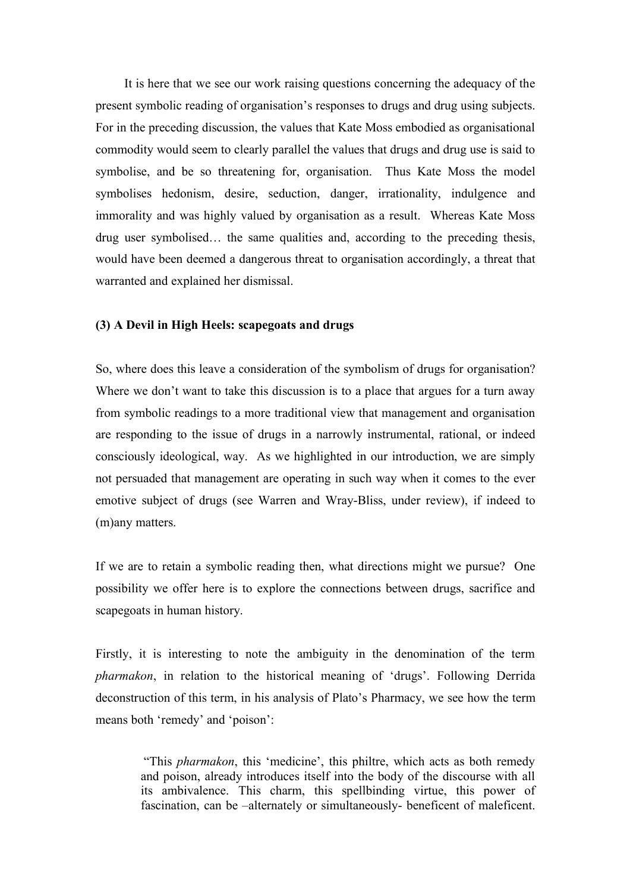It is here that we see our work raising questions concerning the adequacy of the present symbolic reading of organisation's responses to drugs and drug using subjects. For in the preceding discussion, the values that Kate Moss embodied as organisational commodity would seem to clearly parallel the values that drugs and drug use is said to symbolise, and be so threatening for, organisation. Thus Kate Moss the model symbolises hedonism, desire, seduction, danger, irrationality, indulgence and immorality and was highly valued by organisation as a result. Whereas Kate Moss drug user symbolised… the same qualities and, according to the preceding thesis, would have been deemed a dangerous threat to organisation accordingly, a threat that warranted and explained her dismissal.

**(3) A Devil in High Heels: scapegoats and drugs**

So, where does this leave a consideration of the symbolism of drugs for organisation? Where we don't want to take this discussion is to a place that argues for a turn away from symbolic readings to a more traditional view that management and organisation are responding to the issue of drugs in a narrowly instrumental, rational, or indeed consciously ideological, way. As we highlighted in our introduction, we are simply not persuaded that management are operating in such way when it comes to the ever emotive subject of drugs (see Warren and Wray-Bliss, under review), if indeed to (m)any matters.

If we are to retain a symbolic reading then, what directions might we pursue? One possibility we offer here is to explore the connections between drugs, sacrifice and scapegoats in human history.

Firstly, it is interesting to note the ambiguity in the denomination of the term *pharmakon*, in relation to the historical meaning of 'drugs'. Following Derrida deconstruction of this term, in his analysis of Plato's Pharmacy, we see how the term means both 'remedy' and 'poison':

> "This *pharmakon*, this 'medicine', this philtre, which acts as both remedy and poison, already introduces itself into the body of the discourse with all its ambivalence. This charm, this spellbinding virtue, this power of fascination, can be –alternately or simultaneously- beneficent of maleficent.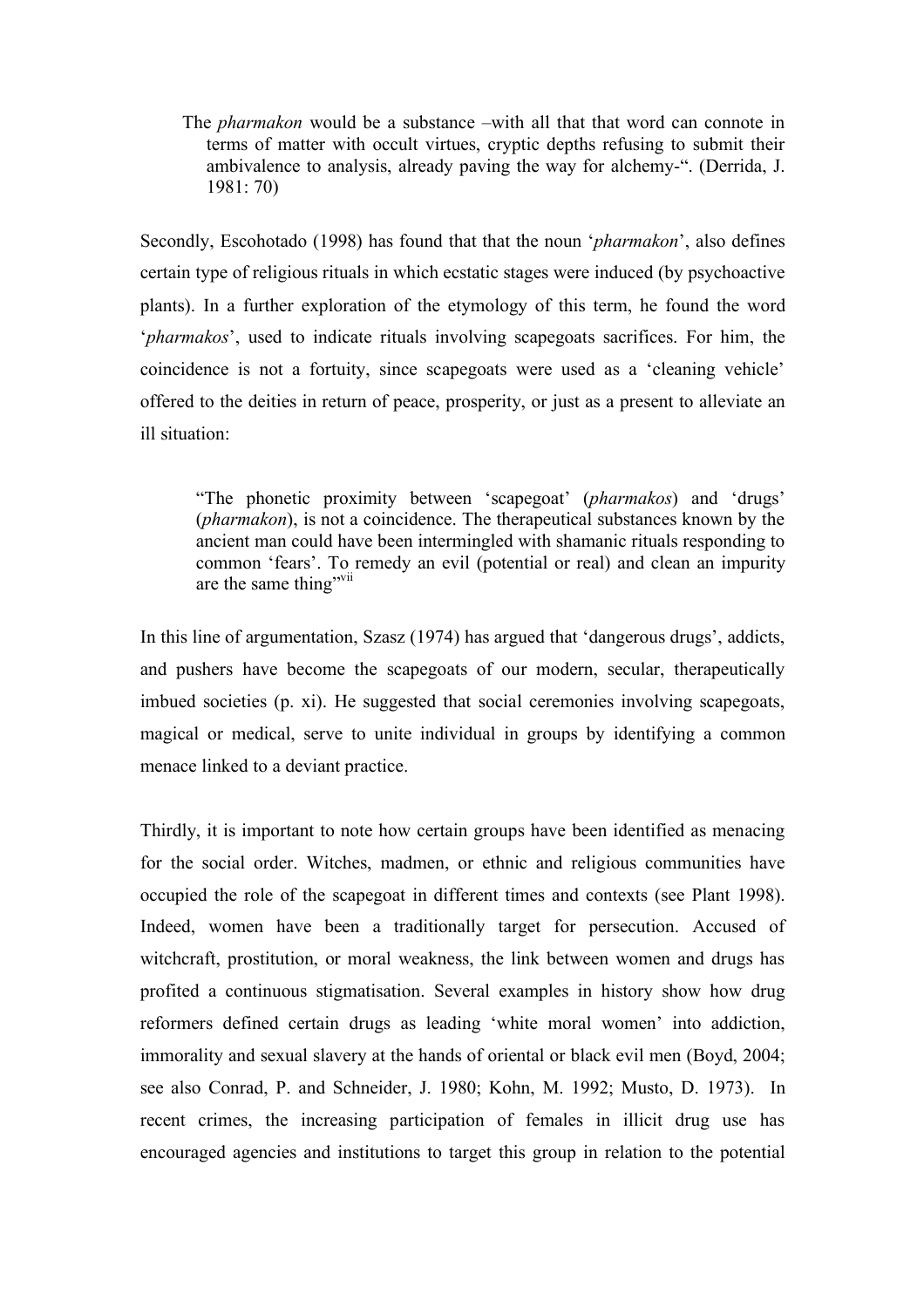> The *pharmakon* would be a substance –with all that that word can connote in terms of matter with occult virtues, cryptic depths refusing to submit their ambivalence to analysis, already paving the way for alchemy-". (Derrida, J. 1981: 70)

Secondly, Escohotado (1998) has found that that the noun '*pharmakon*', also defines certain type of religious rituals in which ecstatic stages were induced (by psychoactive plants). In a further exploration of the etymology of this term, he found the word '*pharmakos*', used to indicate rituals involving scapegoats sacrifices. For him, the coincidence is not a fortuity, since scapegoats were used as a 'cleaning vehicle' offered to the deities in return of peace, prosperity, or just as a present to alleviate an ill situation:

> "The phonetic proximity between 'scapegoat' (*pharmakos*) and 'drugs' (*pharmakon*), is not a coincidence. The therapeutical substances known by the ancient man could have been intermingled with shamanic rituals responding to common 'fears'. To remedy an evil (potential or real) and clean an impurity are the same thing"[vii]

In this line of argumentation, Szasz (1974) has argued that 'dangerous drugs', addicts, and pushers have become the scapegoats of our modern, secular, therapeutically imbued societies (p. xi). He suggested that social ceremonies involving scapegoats, magical or medical, serve to unite individual in groups by identifying a common menace linked to a deviant practice.

Thirdly, it is important to note how certain groups have been identified as menacing for the social order. Witches, madmen, or ethnic and religious communities have occupied the role of the scapegoat in different times and contexts (see Plant 1998). Indeed, women have been a traditionally target for persecution. Accused of witchcraft, prostitution, or moral weakness, the link between women and drugs has profited a continuous stigmatisation. Several examples in history show how drug reformers defined certain drugs as leading 'white moral women' into addiction, immorality and sexual slavery at the hands of oriental or black evil men (Boyd, 2004; see also Conrad, P. and Schneider, J. 1980; Kohn, M. 1992; Musto, D. 1973). In recent crimes, the increasing participation of females in illicit drug use has encouraged agencies and institutions to target this group in relation to the potential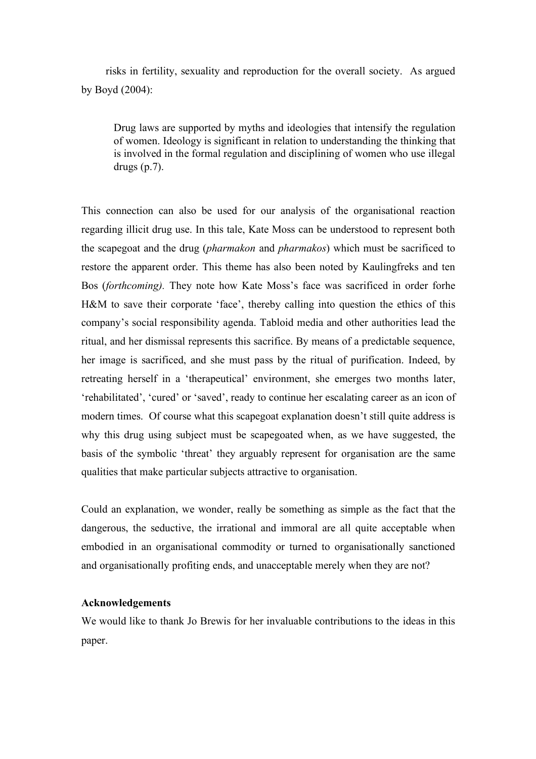risks in fertility, sexuality and reproduction for the overall society. As argued by Boyd (2004):

> Drug laws are supported by myths and ideologies that intensify the regulation of women. Ideology is significant in relation to understanding the thinking that is involved in the formal regulation and disciplining of women who use illegal drugs (p.7).

This connection can also be used for our analysis of the organisational reaction regarding illicit drug use. In this tale, Kate Moss can be understood to represent both the scapegoat and the drug (*pharmakon* and *pharmakos*) which must be sacrificed to restore the apparent order. This theme has also been noted by Kaulingfreks and ten Bos (*forthcoming).* They note how Kate Moss's face was sacrificed in order forhe H&M to save their corporate 'face', thereby calling into question the ethics of this company's social responsibility agenda. Tabloid media and other authorities lead the ritual, and her dismissal represents this sacrifice. By means of a predictable sequence, her image is sacrificed, and she must pass by the ritual of purification. Indeed, by retreating herself in a 'therapeutical' environment, she emerges two months later, 'rehabilitated', 'cured' or 'saved', ready to continue her escalating career as an icon of modern times. Of course what this scapegoat explanation doesn't still quite address is why this drug using subject must be scapegoated when, as we have suggested, the basis of the symbolic 'threat' they arguably represent for organisation are the same qualities that make particular subjects attractive to organisation.

Could an explanation, we wonder, really be something as simple as the fact that the dangerous, the seductive, the irrational and immoral are all quite acceptable when embodied in an organisational commodity or turned to organisationally sanctioned and organisationally profiting ends, and unacceptable merely when they are not?

**Acknowledgements**

We would like to thank Jo Brewis for her invaluable contributions to the ideas in this paper.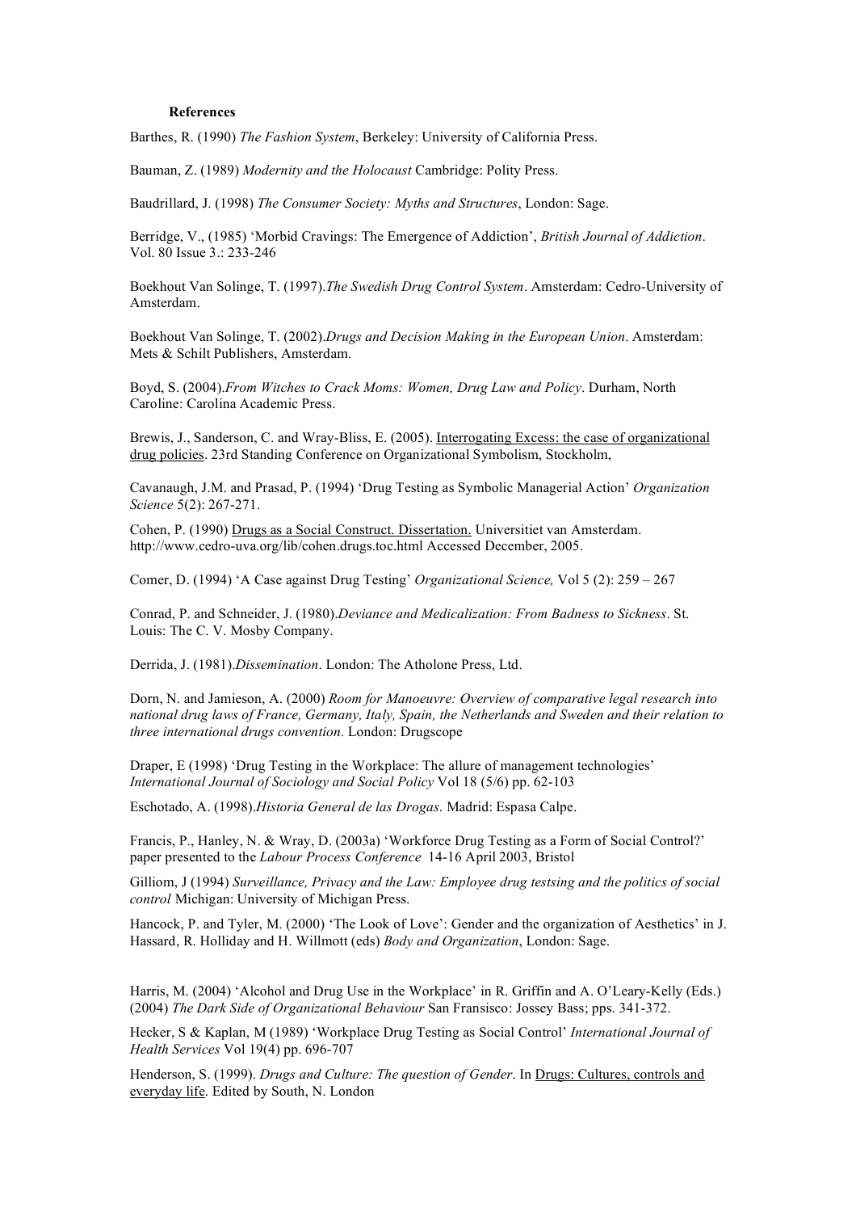**References**

Barthes, R. (1990) *The Fashion System*, Berkeley: University of California Press.

Bauman, Z. (1989) *Modernity and the Holocaust* Cambridge: Polity Press.

Baudrillard, J. (1998) *The Consumer Society: Myths and Structures*, London: Sage.

Berridge, V., (1985) 'Morbid Cravings: The Emergence of Addiction', *British Journal of Addiction*. Vol. 80 Issue 3.: 233-246

Boekhout Van Solinge, T. (1997).*The Swedish Drug Control System*. Amsterdam: Cedro-University of Amsterdam.

Boekhout Van Solinge, T. (2002).*Drugs and Decision Making in the European Union*. Amsterdam: Mets & Schilt Publishers, Amsterdam.

Boyd, S. (2004).*From Witches to Crack Moms: Women, Drug Law and Policy*. Durham, North Caroline: Carolina Academic Press.

Brewis, J., Sanderson, C. and Wray-Bliss, E. (2005). Interrogating Excess: the case of organizational drug policies. 23rd Standing Conference on Organizational Symbolism, Stockholm,

Cavanaugh, J.M. and Prasad, P. (1994) 'Drug Testing as Symbolic Managerial Action' *Organization Science* 5(2): 267-271.

Cohen, P. (1990) Drugs as a Social Construct. Dissertation. Universitiet van Amsterdam. http://www.cedro-uva.org/lib/cohen.drugs.toc.html Accessed December, 2005.

Comer, D. (1994) 'A Case against Drug Testing' *Organizational Science,* Vol 5 (2): 259 – 267

Conrad, P. and Schneider, J. (1980).*Deviance and Medicalization: From Badness to Sickness*. St. Louis: The C. V. Mosby Company.

Derrida, J. (1981).*Dissemination*. London: The Atholone Press, Ltd.

Dorn, N. and Jamieson, A. (2000) *Room for Manoeuvre: Overview of comparative legal research into national drug laws of France, Germany, Italy, Spain, the Netherlands and Sweden and their relation to three international drugs convention.* London: Drugscope

Draper, E (1998) 'Drug Testing in the Workplace: The allure of management technologies' *International Journal of Sociology and Social Policy* Vol 18 (5/6) pp. 62-103

Eschotado, A. (1998).*Historia General de las Drogas*. Madrid: Espasa Calpe.

Francis, P., Hanley, N. & Wray, D. (2003a) 'Workforce Drug Testing as a Form of Social Control?' paper presented to the *Labour Process Conference* 14-16 April 2003, Bristol

Gilliom, J (1994) *Surveillance, Privacy and the Law: Employee drug testsing and the politics of social control* Michigan: University of Michigan Press.

Hancock, P. and Tyler, M. (2000) 'The Look of Love': Gender and the organization of Aesthetics' in J. Hassard, R. Holliday and H. Willmott (eds) *Body and Organization*, London: Sage.

Harris, M. (2004) 'Alcohol and Drug Use in the Workplace' in R. Griffin and A. O'Leary-Kelly (Eds.) (2004) *The Dark Side of Organizational Behaviour* San Fransisco: Jossey Bass; pps. 341-372.

Hecker, S & Kaplan, M (1989) 'Workplace Drug Testing as Social Control' *International Journal of Health Services* Vol 19(4) pp. 696-707

Henderson, S. (1999). *Drugs and Culture: The question of Gender*. In Drugs: Cultures, controls and everyday life. Edited by South, N. London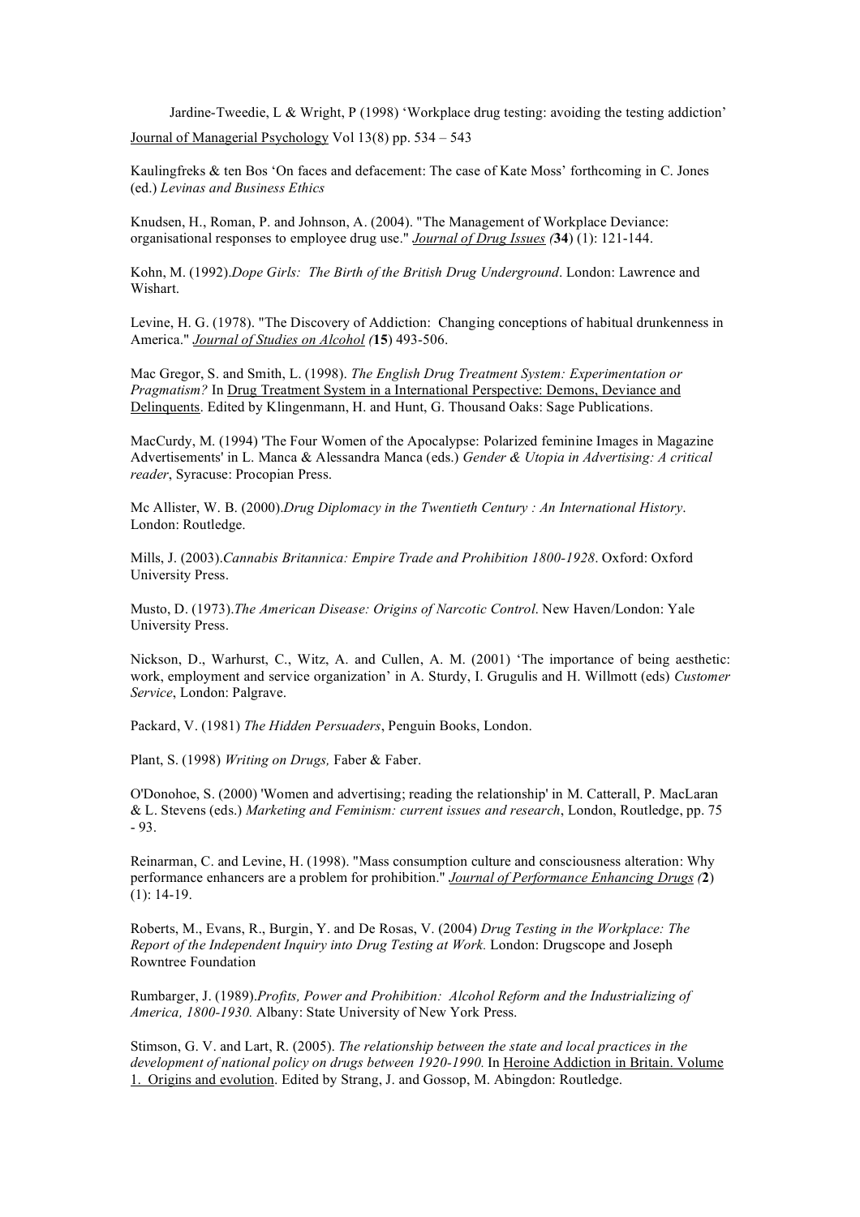Jardine-Tweedie, L & Wright, P (1998) 'Workplace drug testing: avoiding the testing addiction' Journal of Managerial Psychology Vol 13(8) pp. 534 – 543

Kaulingfreks & ten Bos 'On faces and defacement: The case of Kate Moss' forthcoming in C. Jones (ed.) *Levinas and Business Ethics*

Knudsen, H., Roman, P. and Johnson, A. (2004). "The Management of Workplace Deviance: organisational responses to employee drug use." *Journal of Drug Issues (***34**) (1): 121-144.

Kohn, M. (1992).*Dope Girls: The Birth of the British Drug Underground*. London: Lawrence and Wishart.

Levine, H. G. (1978). "The Discovery of Addiction: Changing conceptions of habitual drunkenness in America." *Journal of Studies on Alcohol (***15**) 493-506.

Mac Gregor, S. and Smith, L. (1998). *The English Drug Treatment System: Experimentation or Pragmatism?* In Drug Treatment System in a International Perspective: Demons, Deviance and Delinquents. Edited by Klingenmann, H. and Hunt, G. Thousand Oaks: Sage Publications.

MacCurdy, M. (1994) 'The Four Women of the Apocalypse: Polarized feminine Images in Magazine Advertisements' in L. Manca & Alessandra Manca (eds.) *Gender & Utopia in Advertising: A critical reader*, Syracuse: Procopian Press.

Mc Allister, W. B. (2000).*Drug Diplomacy in the Twentieth Century : An International History*. London: Routledge.

Mills, J. (2003).*Cannabis Britannica: Empire Trade and Prohibition 1800-1928*. Oxford: Oxford University Press.

Musto, D. (1973).*The American Disease: Origins of Narcotic Control*. New Haven/London: Yale University Press.

Nickson, D., Warhurst, C., Witz, A. and Cullen, A. M. (2001) 'The importance of being aesthetic: work, employment and service organization' in A. Sturdy, I. Grugulis and H. Willmott (eds) *Customer Service*, London: Palgrave.

Packard, V. (1981) *The Hidden Persuaders*, Penguin Books, London.

Plant, S. (1998) *Writing on Drugs,* Faber & Faber.

O'Donohoe, S. (2000) 'Women and advertising; reading the relationship' in M. Catterall, P. MacLaran & L. Stevens (eds.) *Marketing and Feminism: current issues and research*, London, Routledge, pp. 75 - 93.

Reinarman, C. and Levine, H. (1998). "Mass consumption culture and consciousness alteration: Why performance enhancers are a problem for prohibition." *Journal of Performance Enhancing Drugs (***2**) (1): 14-19.

Roberts, M., Evans, R., Burgin, Y. and De Rosas, V. (2004) *Drug Testing in the Workplace: The Report of the Independent Inquiry into Drug Testing at Work.* London: Drugscope and Joseph Rowntree Foundation

Rumbarger, J. (1989).*Profits, Power and Prohibition: Alcohol Reform and the Industrializing of America, 1800-1930.* Albany: State University of New York Press.

Stimson, G. V. and Lart, R. (2005). *The relationship between the state and local practices in the development of national policy on drugs between 1920-1990.* In Heroine Addiction in Britain. Volume 1. Origins and evolution. Edited by Strang, J. and Gossop, M. Abingdon: Routledge.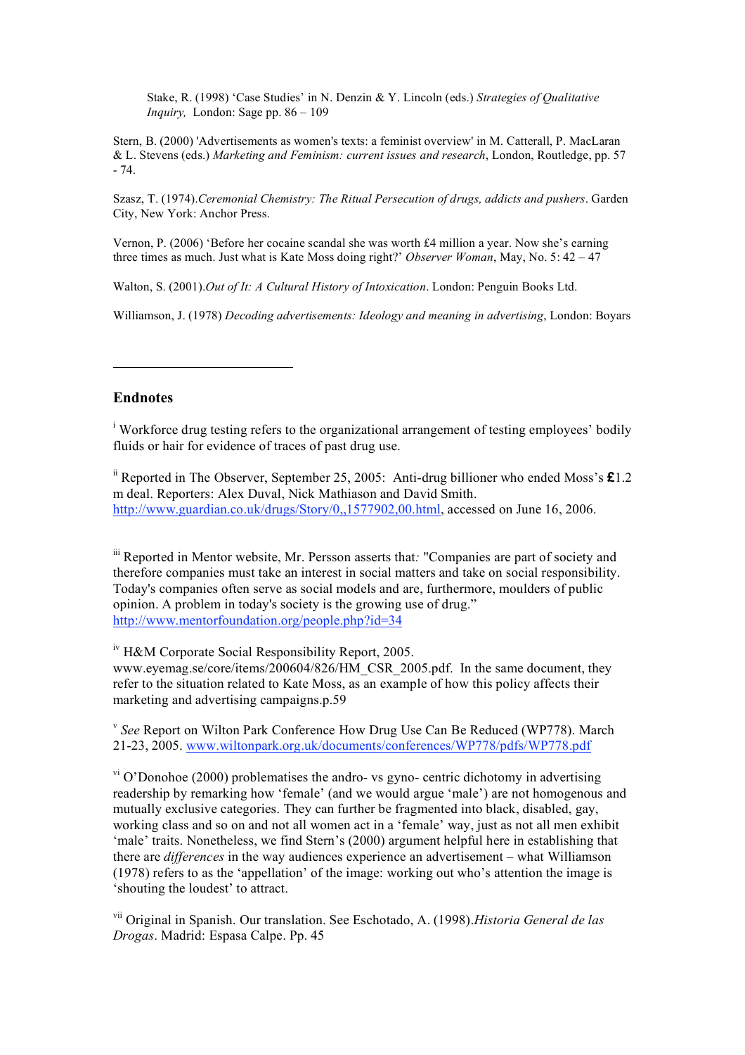Stake, R. (1998) 'Case Studies' in N. Denzin & Y. Lincoln (eds.) *Strategies of Qualitative Inquiry,* London: Sage pp. 86 – 109

Stern, B. (2000) 'Advertisements as women's texts: a feminist overview' in M. Catterall, P. MacLaran & L. Stevens (eds.) *Marketing and Feminism: current issues and research*, London, Routledge, pp. 57 - 74.

Szasz, T. (1974).*Ceremonial Chemistry: The Ritual Persecution of drugs, addicts and pushers*. Garden City, New York: Anchor Press.

Vernon, P. (2006) 'Before her cocaine scandal she was worth £4 million a year. Now she's earning three times as much. Just what is Kate Moss doing right?' *Observer Woman*, May, No. 5: 42 – 47

Walton, S. (2001).*Out of It: A Cultural History of Intoxication*. London: Penguin Books Ltd.

Williamson, J. (1978) *Decoding advertisements: Ideology and meaning in advertising*, London: Boyars

---

## Endnotes

[i] Workforce drug testing refers to the organizational arrangement of testing employees' bodily fluids or hair for evidence of traces of past drug use.

[ii] Reported in The Observer, September 25, 2005: Anti-drug billioner who ended Moss's **£**1.2 m deal. Reporters: Alex Duval, Nick Mathiason and David Smith. http://www.guardian.co.uk/drugs/Story/0,,1577902,00.html, accessed on June 16, 2006.

[iii] Reported in Mentor website, Mr. Persson asserts that*:* "Companies are part of society and therefore companies must take an interest in social matters and take on social responsibility. Today's companies often serve as social models and are, furthermore, moulders of public opinion. A problem in today's society is the growing use of drug." http://www.mentorfoundation.org/people.php?id=34

[iv] H&M Corporate Social Responsibility Report, 2005. www.eyemag.se/core/items/200604/826/HM_CSR_2005.pdf. In the same document, they refer to the situation related to Kate Moss, as an example of how this policy affects their marketing and advertising campaigns.p.59

[v] *See* Report on Wilton Park Conference How Drug Use Can Be Reduced (WP778). March 21-23, 2005. www.wiltonpark.org.uk/documents/conferences/WP778/pdfs/WP778.pdf

[vi] O'Donohoe (2000) problematises the andro- vs gyno- centric dichotomy in advertising readership by remarking how 'female' (and we would argue 'male') are not homogenous and mutually exclusive categories. They can further be fragmented into black, disabled, gay, working class and so on and not all women act in a 'female' way, just as not all men exhibit 'male' traits. Nonetheless, we find Stern's (2000) argument helpful here in establishing that there are *differences* in the way audiences experience an advertisement – what Williamson (1978) refers to as the 'appellation' of the image: working out who's attention the image is 'shouting the loudest' to attract.

[vii] Original in Spanish. Our translation. See Eschotado, A. (1998).*Historia General de las Drogas*. Madrid: Espasa Calpe. Pp. 45